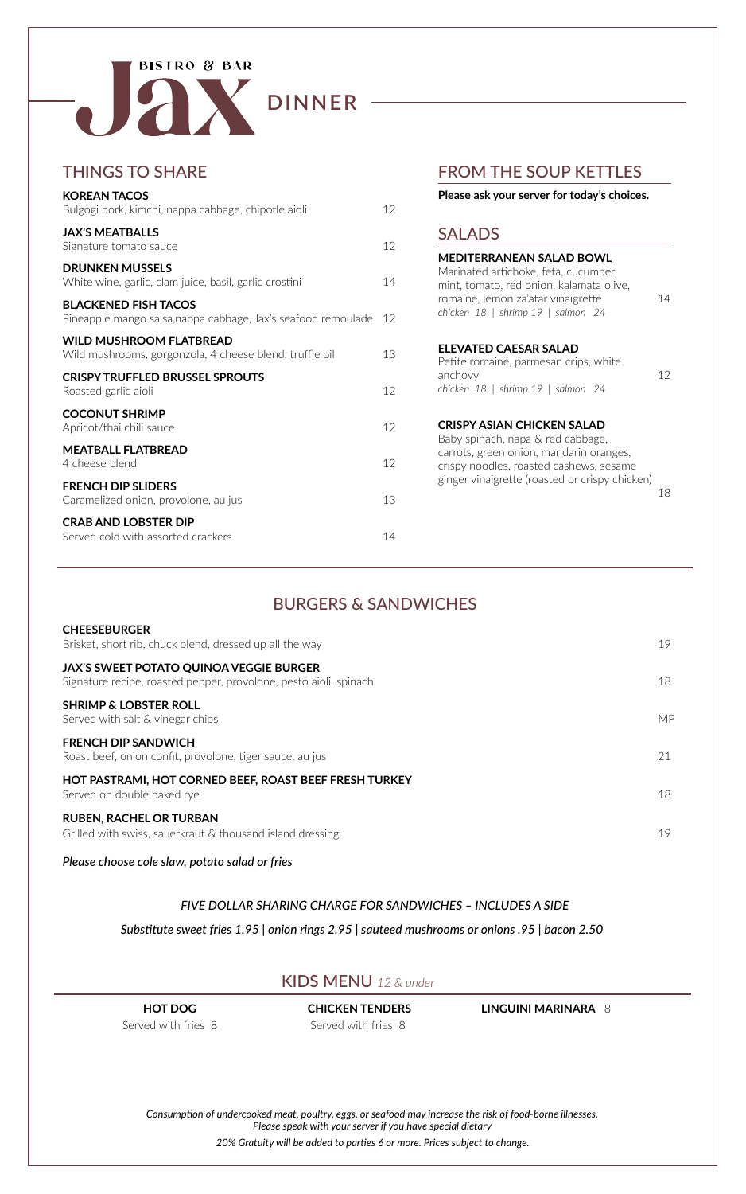# Jax BISTRO & BAR

## DINNER

## THINGS TO SHARE

**KOREAN TACOS**
Bulgogi pork, kimchi, nappa cabbage, chipotle aioli 12

**JAX'S MEATBALLS**
Signature tomato sauce 12

**DRUNKEN MUSSELS**
White wine, garlic, clam juice, basil, garlic crostini 14

**BLACKENED FISH TACOS**
Pineapple mango salsa,nappa cabbage, Jax's seafood remoulade 12

**WILD MUSHROOM FLATBREAD**
Wild mushrooms, gorgonzola, 4 cheese blend, truffle oil 13

**CRISPY TRUFFLED BRUSSEL SPROUTS**
Roasted garlic aioli 12

**COCONUT SHRIMP**
Apricot/thai chili sauce 12

**MEATBALL FLATBREAD**
4 cheese blend 12

**FRENCH DIP SLIDERS**
Caramelized onion, provolone, au jus 13

**CRAB AND LOBSTER DIP**
Served cold with assorted crackers 14

## FROM THE SOUP KETTLES

**Please ask your server for today's choices.**

## SALADS

**MEDITERRANEAN SALAD BOWL**
Marinated artichoke, feta, cucumber, mint, tomato, red onion, kalamata olive, romaine, lemon za'atar vinaigrette 14
*chicken 18 | shrimp 19 | salmon 24*

**ELEVATED CAESAR SALAD**
Petite romaine, parmesan crips, white anchovy 12
*chicken 18 | shrimp 19 | salmon 24*

**CRISPY ASIAN CHICKEN SALAD**
Baby spinach, napa & red cabbage, carrots, green onion, mandarin oranges, crispy noodles, roasted cashews, sesame ginger vinaigrette (roasted or crispy chicken) 18

## BURGERS & SANDWICHES

**CHEESEBURGER**
Brisket, short rib, chuck blend, dressed up all the way 19

**JAX'S SWEET POTATO QUINOA VEGGIE BURGER**
Signature recipe, roasted pepper, provolone, pesto aioli, spinach 18

**SHRIMP & LOBSTER ROLL**
Served with salt & vinegar chips MP

**FRENCH DIP SANDWICH**
Roast beef, onion confit, provolone, tiger sauce, au jus 21

**HOT PASTRAMI, HOT CORNED BEEF, ROAST BEEF FRESH TURKEY**
Served on double baked rye 18

**RUBEN, RACHEL OR TURBAN**
Grilled with swiss, sauerkraut & thousand island dressing 19

*Please choose cole slaw, potato salad or fries*

*FIVE DOLLAR SHARING CHARGE FOR SANDWICHES – INCLUDES A SIDE*

*Substitute sweet fries 1.95 | onion rings 2.95 | sauteed mushrooms or onions .95 | bacon 2.50*

## KIDS MENU *12 & under*

**HOT DOG**
Served with fries 8

**CHICKEN TENDERS**
Served with fries 8

**LINGUINI MARINARA** 8

*Consumption of undercooked meat, poultry, eggs, or seafood may increase the risk of food-borne illnesses.*
*Please speak with your server if you have special dietary*

*20% Gratuity will be added to parties 6 or more. Prices subject to change.*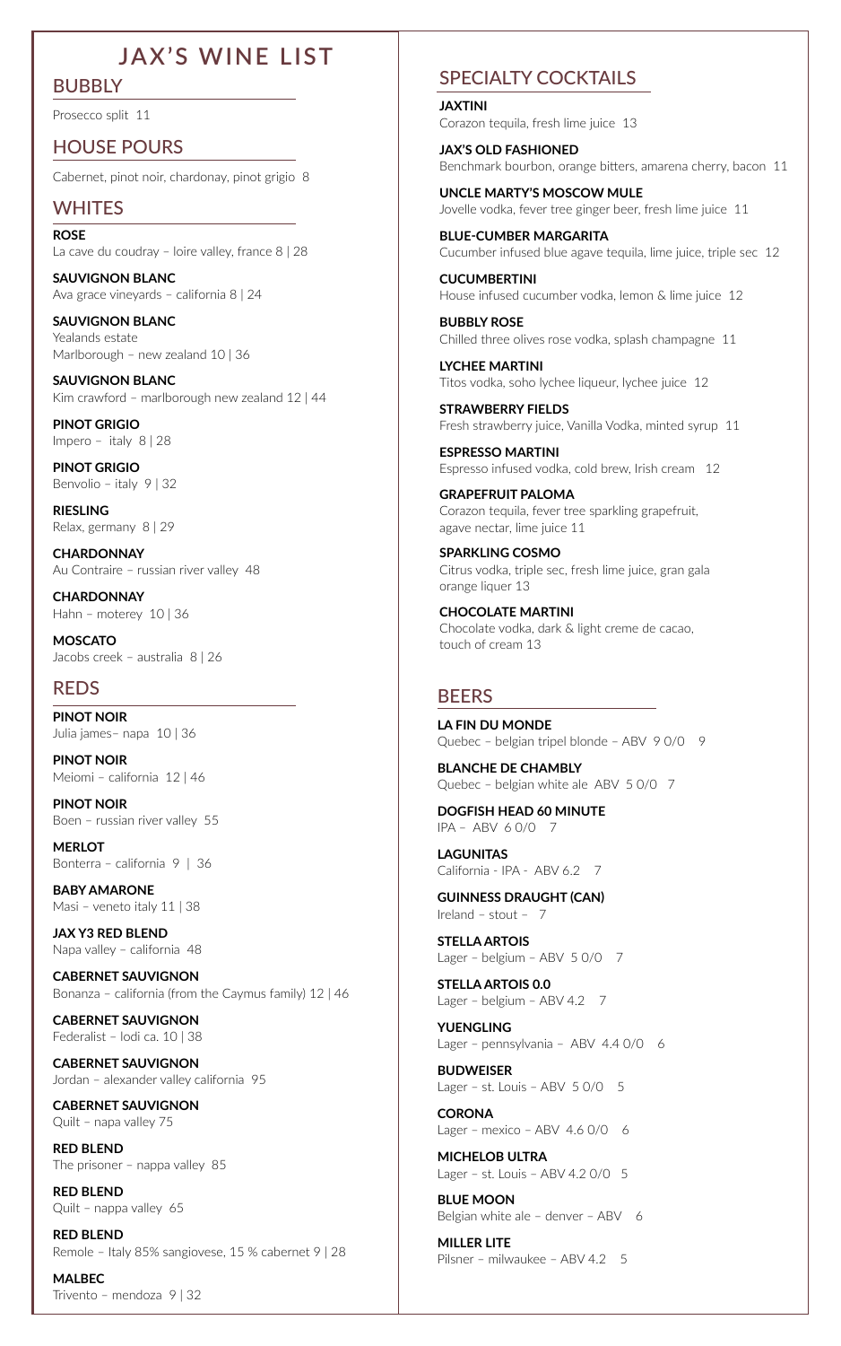# JAX'S WINE LIST

## BUBBLY

Prosecco split 11

## HOUSE POURS

Cabernet, pinot noir, chardonay, pinot grigio 8

## WHITES

**ROSE**
La cave du coudray – loire valley, france 8 | 28

**SAUVIGNON BLANC**
Ava grace vineyards – california 8 | 24

**SAUVIGNON BLANC**
Yealands estate
Marlborough – new zealand 10 | 36

**SAUVIGNON BLANC**
Kim crawford – marlborough new zealand 12 | 44

**PINOT GRIGIO**
Impero – italy 8 | 28

**PINOT GRIGIO**
Benvolio – italy 9 | 32

**RIESLING**
Relax, germany 8 | 29

**CHARDONNAY**
Au Contraire – russian river valley 48

**CHARDONNAY**
Hahn – moterey 10 | 36

**MOSCATO**
Jacobs creek – australia 8 | 26

## REDS

**PINOT NOIR**
Julia james– napa 10 | 36

**PINOT NOIR**
Meiomi – california 12 | 46

**PINOT NOIR**
Boen – russian river valley 55

**MERLOT**
Bonterra – california 9 | 36

**BABY AMARONE**
Masi – veneto italy 11 | 38

**JAX Y3 RED BLEND**
Napa valley – california 48

**CABERNET SAUVIGNON**
Bonanza – california (from the Caymus family) 12 | 46

**CABERNET SAUVIGNON**
Federalist – lodi ca. 10 | 38

**CABERNET SAUVIGNON**
Jordan – alexander valley california 95

**CABERNET SAUVIGNON**
Quilt – napa valley 75

**RED BLEND**
The prisoner – nappa valley 85

**RED BLEND**
Quilt – nappa valley 65

**RED BLEND**
Remole – Italy 85% sangiovese, 15 % cabernet 9 | 28

**MALBEC**
Trivento – mendoza 9 | 32

## SPECIALTY COCKTAILS

**JAXTINI**
Corazon tequila, fresh lime juice 13

**JAX'S OLD FASHIONED**
Benchmark bourbon, orange bitters, amarena cherry, bacon 11

**UNCLE MARTY'S MOSCOW MULE**
Jovelle vodka, fever tree ginger beer, fresh lime juice 11

**BLUE-CUMBER MARGARITA**
Cucumber infused blue agave tequila, lime juice, triple sec 12

**CUCUMBERTINI**
House infused cucumber vodka, lemon & lime juice 12

**BUBBLY ROSE**
Chilled three olives rose vodka, splash champagne 11

**LYCHEE MARTINI**
Titos vodka, soho lychee liqueur, lychee juice 12

**STRAWBERRY FIELDS**
Fresh strawberry juice, Vanilla Vodka, minted syrup 11

**ESPRESSO MARTINI**
Espresso infused vodka, cold brew, Irish cream 12

**GRAPEFRUIT PALOMA**
Corazon tequila, fever tree sparkling grapefruit, agave nectar, lime juice 11

**SPARKLING COSMO**
Citrus vodka, triple sec, fresh lime juice, gran gala orange liquer 13

**CHOCOLATE MARTINI**
Chocolate vodka, dark & light creme de cacao, touch of cream 13

## BEERS

**LA FIN DU MONDE**
Quebec – belgian tripel blonde – ABV 9 0/0 9

**BLANCHE DE CHAMBLY**
Quebec – belgian white ale ABV 5 0/0 7

**DOGFISH HEAD 60 MINUTE**
IPA – ABV 6 0/0 7

**LAGUNITAS**
California - IPA - ABV 6.2 7

**GUINNESS DRAUGHT (CAN)**
Ireland – stout – 7

**STELLA ARTOIS**
Lager – belgium – ABV 5 0/0 7

**STELLA ARTOIS 0.0**
Lager – belgium – ABV 4.2 7

**YUENGLING**
Lager – pennsylvania – ABV 4.4 0/0 6

**BUDWEISER**
Lager – st. Louis – ABV 5 0/0 5

**CORONA**
Lager – mexico – ABV 4.6 0/0 6

**MICHELOB ULTRA**
Lager – st. Louis – ABV 4.2 0/0 5

**BLUE MOON**
Belgian white ale – denver – ABV 6

**MILLER LITE**
Pilsner – milwaukee – ABV 4.2 5